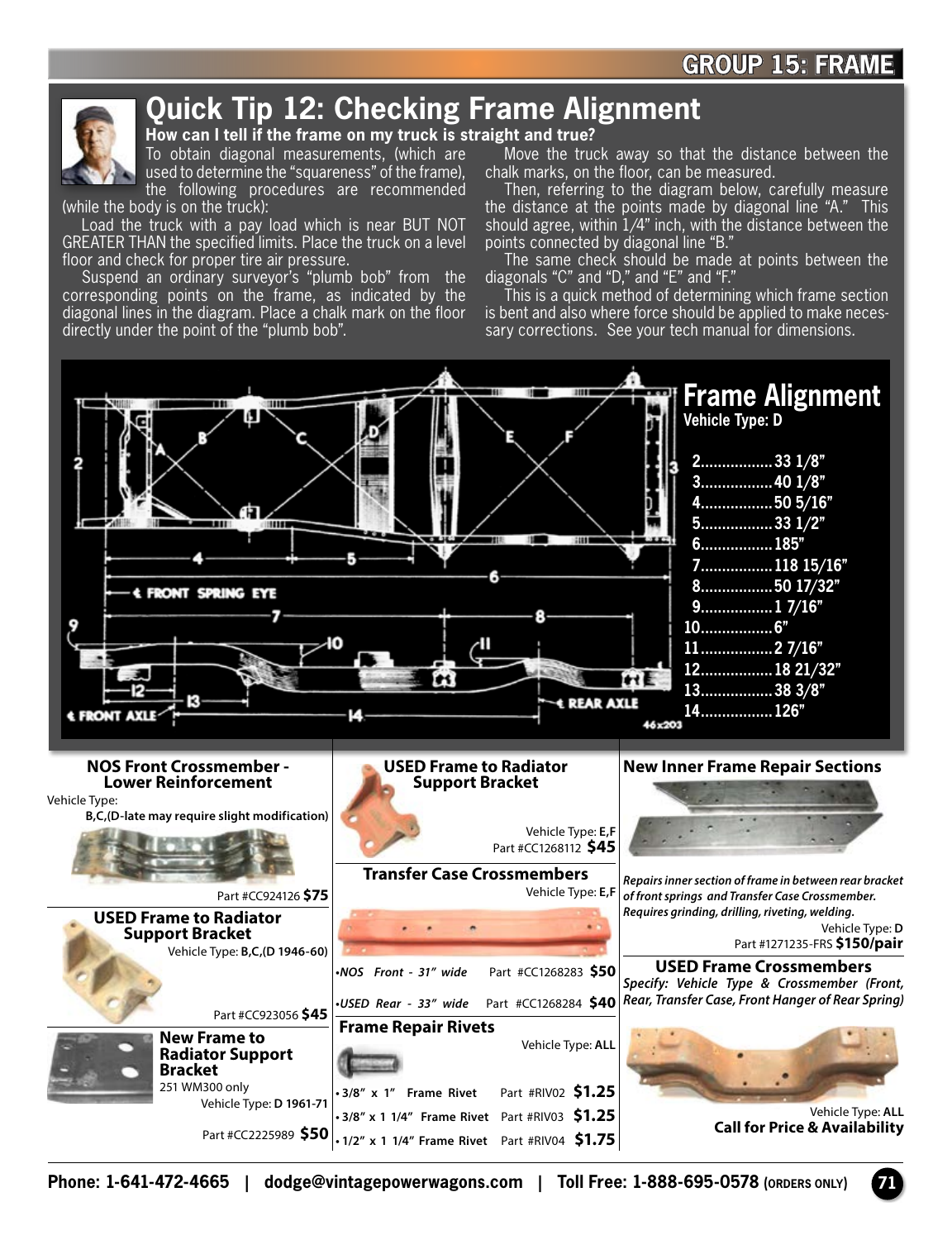# Quick Tip 12: Checking Frame Alignment

**How can I tell if the frame on my truck is straight and true?**

To obtain diagonal measurements, (which are used to determine the "squareness" of the frame), the following procedures are recommended (while the body is on the truck):

Load the truck with a pay load which is near BUT NOT GREATER THAN the specified limits. Place the truck on a level floor and check for proper tire air pressure.

Suspend an ordinary surveyor's "plumb bob" from the corresponding points on the frame, as indicated by the diagonal lines in the diagram. Place a chalk mark on the floor directly under the point of the "plumb bob".

Move the truck away so that the distance between the chalk marks, on the floor, can be measured.

Then, referring to the diagram below, carefully measure the distance at the points made by diagonal line "A." This should agree, within 1/4" inch, with the distance between the points connected by diagonal line "B."

The same check should be made at points between the diagonals "C" and "D," and "E" and "F."

This is a quick method of determining which frame section is bent and also where force should be applied to make necessary corrections. See your tech manual for dimensions.

## Frame Alignment

**Vehicle Type: D**

- 2.................33 1/8"
- 3.................40 1/8"
- 4.................50 5/16"
- 5.................33 1/2"
- 6.................185"
- 7.................118 15/16"
- 8.................50 17/32"
- 9.................1 7/16"
- 10.................6"
- 11.................2 7/16"
- 12.................18 21/32"
- 13.................38 3/8"
- 14.................126"

### NOS Front Crossmember - Lower Reinforcement

Vehicle Type: **B,C,(D-late may require slight modification)**

Part #CC924126 **$75**

### USED Frame to Radiator Support Bracket

Vehicle Type: **B,C,(D 1946-60)**

Part #CC923056 **$45**

### New Frame to Radiator Support Bracket

251 WM300 only

Vehicle Type: **D 1961-71**

Part #CC2225989 **$50**

### USED Frame to Radiator Support Bracket

Vehicle Type: **E,F**

Part #CC1268112 **$45**

### Transfer Case Crossmembers

Vehicle Type: **E,F**

- *NOS Front - 31" wide* Part #CC1268283 **$50**
- *USED Rear - 33" wide* Part #CC1268284 **$40**

### Frame Repair Rivets

Vehicle Type: **ALL**

- **3/8" x 1" Frame Rivet** Part #RIV02 **$1.25**
- **3/8" x 1 1/4" Frame Rivet** Part #RIV03 **$1.25**
- **1/2" x 1 1/4" Frame Rivet** Part #RIV04 **$1.75**

### New Inner Frame Repair Sections

***Repairs inner section of frame in between rear bracket of front springs and Transfer Case Crossmember. Requires grinding, drilling, riveting, welding.***

Vehicle Type: **D**

Part #1271235-FRS **$150/pair**

### USED Frame Crossmembers

***Specify: Vehicle Type & Crossmember (Front, Rear, Transfer Case, Front Hanger of Rear Spring)***

Vehicle Type: **ALL**

**Call for Price & Availability**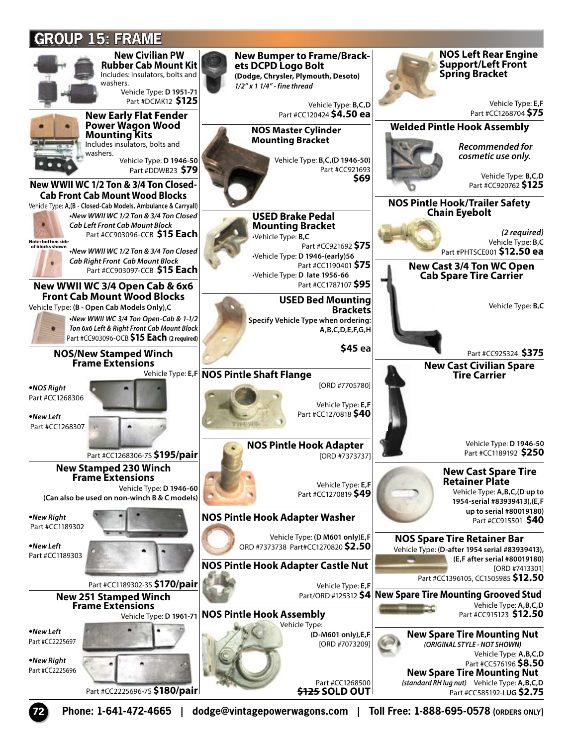# GROUP 15: FRAME

### New Civilian PW Rubber Cab Mount Kit

Includes: insulators, bolts and washers.

Vehicle Type: **D 1951-71**
Part #DCMK12 **$125**

### New Early Flat Fender Power Wagon Wood Mounting Kits

Includes insulators, bolts and washers.

Vehicle Type: **D 1946-50**
Part #DDWB23 **$79**

### New WWII WC 1/2 Ton & 3/4 Ton Closed-Cab Front Cab Mount Wood Blocks

Vehicle Type: **A,(B - Closed-Cab Models, Ambulance & Carryall)**

- *New WWII WC 1/2 Ton & 3/4 Ton Closed Cab Left Front Cab Mount Block* Part #CC903096-CCB **$15 Each**

**Note: bottom side of blocks shown**

- *New WWII WC 1/2 Ton & 3/4 Ton Closed Cab Right Front Cab Mount Block* Part #CC903097-CCB **$15 Each**

### New WWII WC 3/4 Open Cab & 6x6 Front Cab Mount Wood Blocks

Vehicle Type: **(B - Open Cab Models Only),C**

- *New WWII WC 3/4 Ton Open-Cab & 1-1/2 Ton 6x6 Left & Right Front Cab Mount Block* Part #CC903096-OCB **$15 Each (2 required)**

### NOS/New Stamped Winch Frame Extensions

Vehicle Type: **E,F**

- *NOS Right* Part #CC1268306
- *New Left* Part #CC1268307

Part #CC1268306-7S **$195/pair**

### New Stamped 230 Winch Frame Extensions

Vehicle Type: **D 1946-60**
**(Can also be used on non-winch B & C models)**

- *New Right* Part #CC1189302
- *New Left* Part #CC1189303

Part #CC1189302-3S **$170/pair**

### New 251 Stamped Winch Frame Extensions

Vehicle Type: **D 1961-71**

- *New Left* Part #CC2225697
- *New Right* Part #CC2225696

Part #CC2225696-7S **$180/pair**

### New Bumper to Frame/Brackets DCPD Logo Bolt

**(Dodge, Chrysler, Plymouth, Desoto)**
*1/2" x 1 1/4" - fine thread*

Vehicle Type: **B,C,D**
Part #CC120424 **$4.50 ea**

### NOS Master Cylinder Mounting Bracket

Vehicle Type: **B,C,(D 1946-50)**
Part #CC921693 **$69**

### USED Brake Pedal Mounting Bracket

- Vehicle Type: **B,C** Part #CC921692 **$75**
- Vehicle Type: **D 1946-(early)56** Part #CC1190401 **$75**
- Vehicle Type: **D late 1956-66** Part #CC1787107 **$95**

### USED Bed Mounting Brackets

**Specify Vehicle Type when ordering: A,B,C,D,E,F,G,H**

**$45 ea**

### NOS Pintle Shaft Flange

[ORD #7705780]

Vehicle Type: **E,F**
Part #CC1270818 **$40**

### NOS Pintle Hook Adapter

[ORD #7373737]

Vehicle Type: **E,F**
Part #CC1270819 **$49**

### NOS Pintle Hook Adapter Washer

Vehicle Type: **(D M601 only)E,F**
ORD #7373738 Part#CC1270820 **$2.50**

### NOS Pintle Hook Adapter Castle Nut

Vehicle Type: **E,F**
Part/ORD #125312 **$4**

### NOS Pintle Hook Assembly

Vehicle Type: **(D-M601 only),E,F**
[ORD #7073209]

Part #CC1268500
~~$125~~ **SOLD OUT**

### NOS Left Rear Engine Support/Left Front Spring Bracket

Vehicle Type: **E,F**
Part #CC1268704 **$75**

### Welded Pintle Hook Assembly

*Recommended for cosmetic use only.*

Vehicle Type: **B,C,D**
Part #CC920762 **$125**

### NOS Pintle Hook/Trailer Safety Chain Eyebolt

*(2 required)*
Vehicle Type: **B,C**
Part #PHTSCE001 **$12.50 ea**

### New Cast 3/4 Ton WC Open Cab Spare Tire Carrier

Vehicle Type: **B,C**

Part #CC925324 **$375**

### New Cast Civilian Spare Tire Carrier

Vehicle Type: **D 1946-50**
Part #CC1189192 **$250**

### New Cast Spare Tire Retainer Plate

Vehicle Type: **A,B,C,(D up to 1954-serial #83939413),(E,F up to serial #80019180)**
Part #CC915501 **$40**

### NOS Spare Tire Retainer Bar

Vehicle Type: **(D-after 1954 serial #83939413), (E,F after serial #80019180)**
[ORD #7413301]
Part #CC1396105, CC1505985 **$12.50**

### New Spare Tire Mounting Grooved Stud

Vehicle Type: **A,B,C,D**
Part #CC915123 **$12.50**

### New Spare Tire Mounting Nut

***(ORIGINAL STYLE - NOT SHOWN)***
Vehicle Type: **A,B,C,D**
Part #CC576196 **$8.50**

### New Spare Tire Mounting Nut

*(standard RH lug nut)* Vehicle Type: **A,B,C,D**
Part #CC585192-LUG **$2.75**

**Phone: 1-641-472-4665 | dodge@vintagepowerwagons.com | Toll Free: 1-888-695-0578 (ORDERS ONLY)**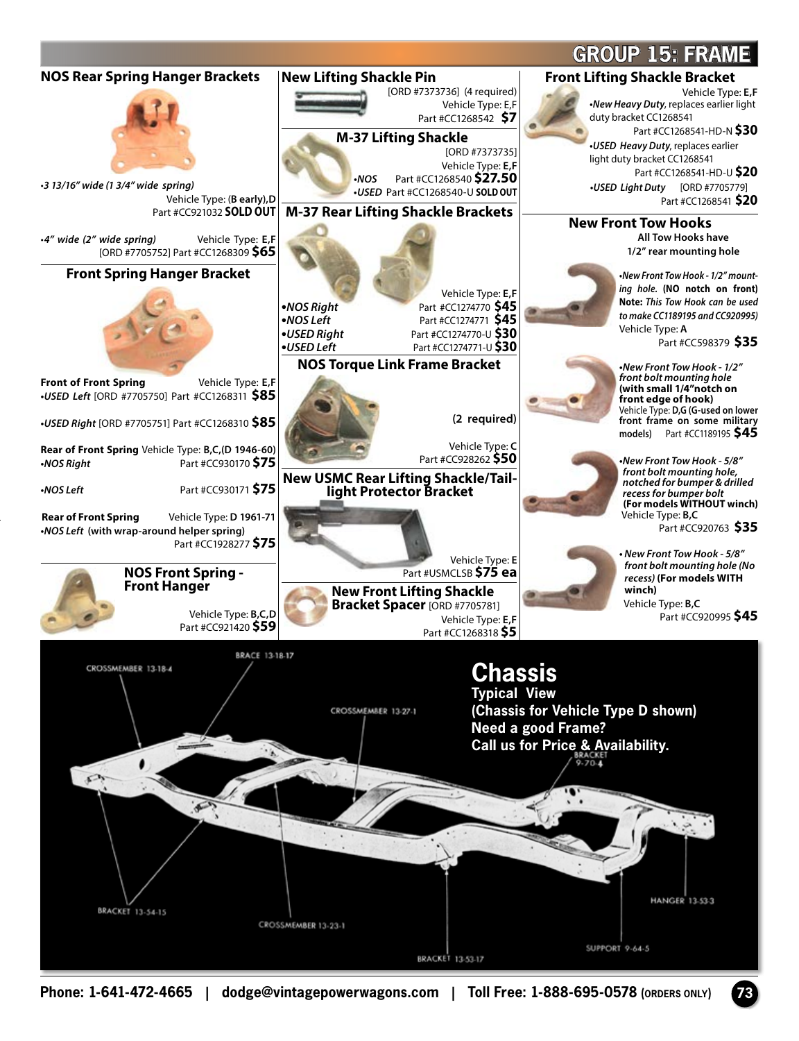# GROUP 15: FRAME

## NOS Rear Spring Hanger Brackets

•*3 13/16" wide (1 3/4" wide spring)*
Vehicle Type: (**B early**),**D**
Part #CC921032 **SOLD OUT**

•*4" wide (2" wide spring)* Vehicle Type: **E,F**
[ORD #7705752] Part #CC1268309 **$65**

## Front Spring Hanger Bracket

**Front of Front Spring** Vehicle Type: **E,F**
•*USED Left* [ORD #7705750] Part #CC1268311 **$85**

•*USED Right* [ORD #7705751] Part #CC1268310 **$85**

**Rear of Front Spring** Vehicle Type: **B,C,(D 1946-60)**
•*NOS Right* Part #CC930170 **$75**

•*NOS Left* Part #CC930171 **$75**

**Rear of Front Spring** Vehicle Type: **D 1961-71**
•*NOS Left* **(with wrap-around helper spring)**
Part #CC1928277 **$75**

## NOS Front Spring - Front Hanger

Vehicle Type: **B,C,D**
Part #CC921420 **$59**

## New Lifting Shackle Pin

[ORD #7373736] (4 required)
Vehicle Type: E,F
Part #CC1268542 **$7**

## M-37 Lifting Shackle

[ORD #7373735]
Vehicle Type: **E,F**
•*NOS* Part #CC1268540 **$27.50**
•*USED* Part #CC1268540-U **SOLD OUT**

## M-37 Rear Lifting Shackle Brackets

Vehicle Type: **E,F**
•*NOS Right* Part #CC1274770 **$45**
•*NOS Left* Part #CC1274771 **$45**
•*USED Right* Part #CC1274770-U **$30**
•*USED Left* Part #CC1274771-U **$30**

## NOS Torque Link Frame Bracket

**(2 required)**

Vehicle Type: **C**
Part #CC928262 **$50**

## New USMC Rear Lifting Shackle/Tail-light Protector Bracket

Vehicle Type: **E**
Part #USMCLSB **$75 ea**

## New Front Lifting Shackle Bracket Spacer

[ORD #7705781]
Vehicle Type: **E,F**
Part #CC1268318 **$5**

## Front Lifting Shackle Bracket

Vehicle Type: **E,F**
•***New Heavy Duty***, replaces earlier light duty bracket CC1268541
Part #CC1268541-HD-N **$30**
•***USED Heavy Duty***, replaces earlier light duty bracket CC1268541
Part #CC1268541-HD-U **$20**
•***USED Light Duty*** [ORD #7705779]
Part #CC1268541 **$20**

## New Front Tow Hooks

**All Tow Hooks have 1/2" rear mounting hole**

•*New Front Tow Hook - 1/2" mounting hole.* **(NO notch on front)** **Note:** *This Tow Hook can be used to make CC1189195 and CC920995)*
Vehicle Type: **A**
Part #CC598379 **$35**

•*New Front Tow Hook - 1/2"* **front bolt mounting hole (with small 1/4"notch on front edge of hook)**
Vehicle Type: **D,G (G-used on lower front frame on some military models)** Part #CC1189195 **$45**

•*New Front Tow Hook - 5/8" front bolt mounting hole, notched for bumper & drilled recess for bumper bolt* **(For models WITHOUT winch)**
Vehicle Type: **B,C**
Part #CC920763 **$35**

• *New Front Tow Hook - 5/8" front bolt mounting hole (No recess)* **(For models WITH winch)**
Vehicle Type: **B,C**
Part #CC920995 **$45**

## Chassis

**Typical View**
**(Chassis for Vehicle Type D shown)**
**Need a good Frame?**
**Call us for Price & Availability.**

CROSSMEMBER 13-18-4
BRACE 13-18-17
CROSSMEMBER 13-27-1
BRACKET 9-70-4
BRACKET 13-54-15
CROSSMEMBER 13-23-1
BRACKET 13-53-17
SUPPORT 9-64-5
HANGER 13-53-3

**Phone: 1-641-472-4665** | **dodge@vintagepowerwagons.com** | **Toll Free: 1-888-695-0578 (ORDERS ONLY)**